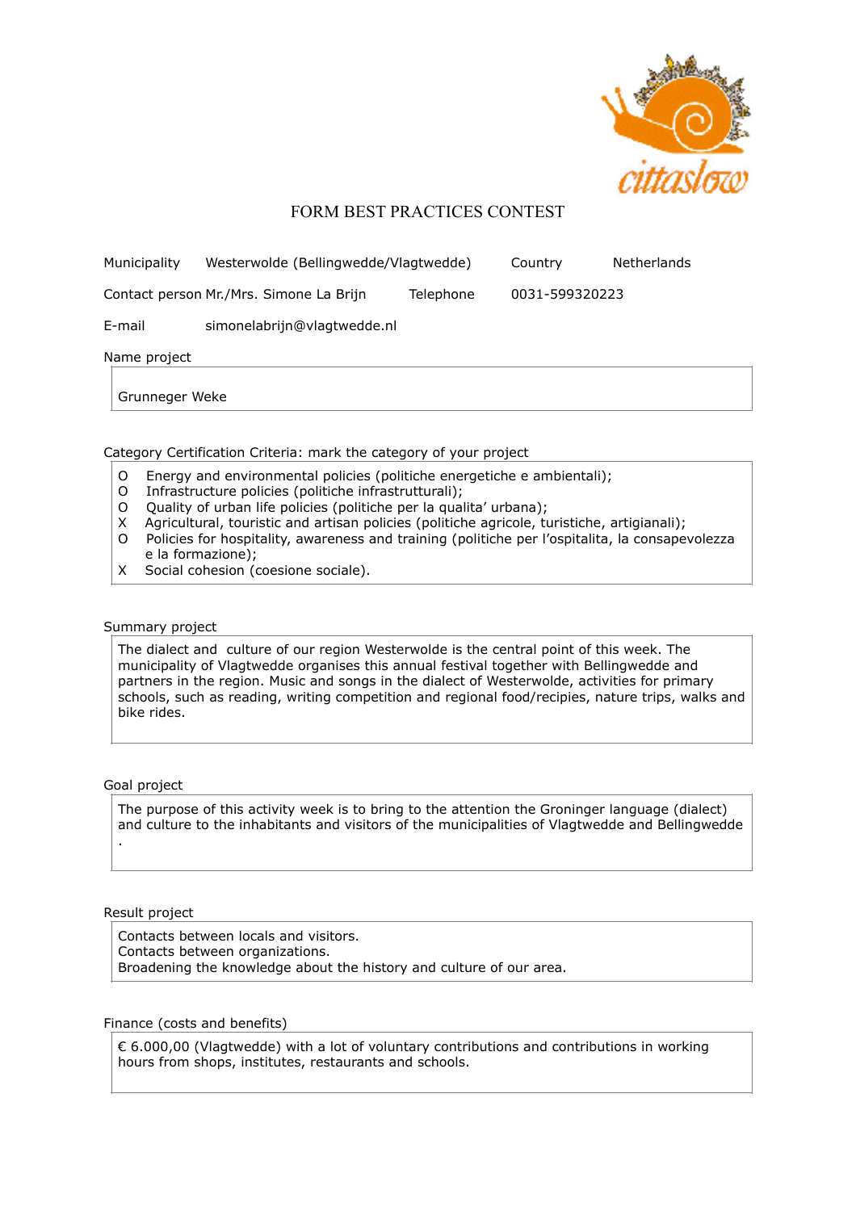# FORM BEST PRACTICES CONTEST

| Municipality | Westerwolde (Bellingwedde/Vlagtwedde) | Country | Netherlands |
|---|---|---|---|
| Contact person | Mr./Mrs. Simone La Brijn | Telephone | 0031-599320223 |
| E-mail | simonelabrijn@vlagtwedde.nl | | |

Name project

Grunneger Weke

Category Certification Criteria: mark the category of your project

- O Energy and environmental policies (politiche energetiche e ambientali);
- O Infrastructure policies (politiche infrastrutturali);
- O Quality of urban life policies (politiche per la qualita' urbana);
- X Agricultural, touristic and artisan policies (politiche agricole, turistiche, artigianali);
- O Policies for hospitality, awareness and training (politiche per l'ospitalita, la consapevolezza e la formazione);
- X Social cohesion (coesione sociale).

Summary project

The dialect and culture of our region Westerwolde is the central point of this week. The municipality of Vlagtwedde organises this annual festival together with Bellingwedde and partners in the region. Music and songs in the dialect of Westerwolde, activities for primary schools, such as reading, writing competition and regional food/recipies, nature trips, walks and bike rides.

Goal project

The purpose of this activity week is to bring to the attention the Groninger language (dialect) and culture to the inhabitants and visitors of the municipalities of Vlagtwedde and Bellingwedde .

Result project

Contacts between locals and visitors.
Contacts between organizations.
Broadening the knowledge about the history and culture of our area.

Finance (costs and benefits)

€ 6.000,00 (Vlagtwedde) with a lot of voluntary contributions and contributions in working hours from shops, institutes, restaurants and schools.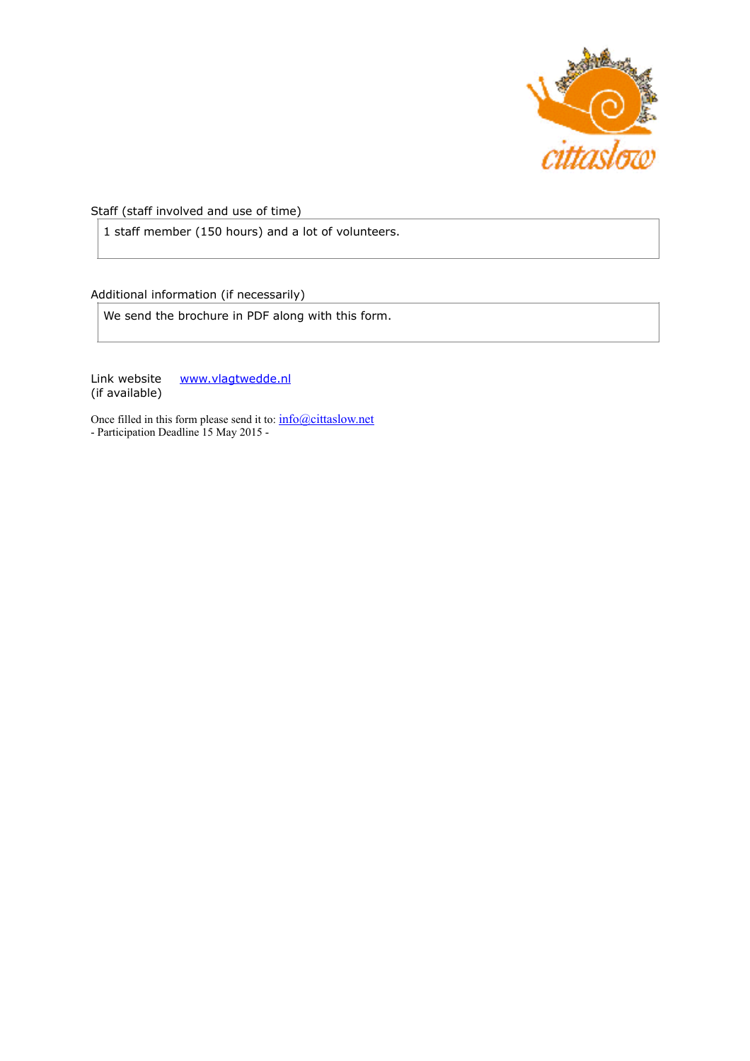Staff (staff involved and use of time)

| |
|---|
| 1 staff member (150 hours) and a lot of volunteers. |

Additional information (if necessarily)

| |
|---|
| We send the brochure in PDF along with this form. |

Link website (if available) www.vlagtwedde.nl

Once filled in this form please send it to: info@cittaslow.net
- Participation Deadline 15 May 2015 -